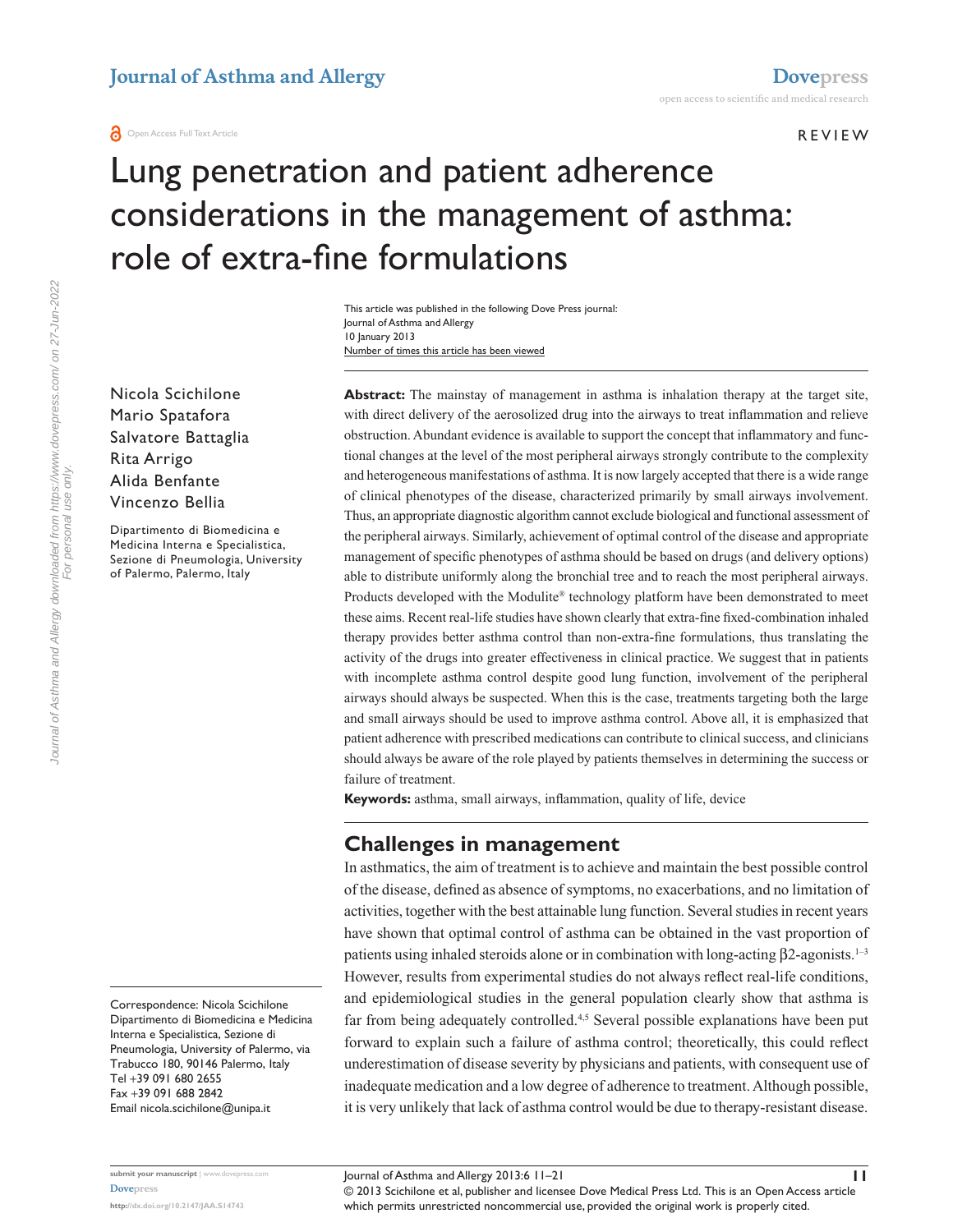Journal of Asthma and Allergy

REVIEW

# Lung penetration and patient adherence considerations in the management of asthma: role of extra-fine formulations

This article was published in the following Dove Press journal:
Journal of Asthma and Allergy
10 January 2013
Number of times this article has been viewed

Nicola Scichilone
Mario Spatafora
Salvatore Battaglia
Rita Arrigo
Alida Benfante
Vincenzo Bellia

Dipartimento di Biomedicina e Medicina Interna e Specialistica, Sezione di Pneumologia, University of Palermo, Palermo, Italy

**Abstract:** The mainstay of management in asthma is inhalation therapy at the target site, with direct delivery of the aerosolized drug into the airways to treat inflammation and relieve obstruction. Abundant evidence is available to support the concept that inflammatory and functional changes at the level of the most peripheral airways strongly contribute to the complexity and heterogeneous manifestations of asthma. It is now largely accepted that there is a wide range of clinical phenotypes of the disease, characterized primarily by small airways involvement. Thus, an appropriate diagnostic algorithm cannot exclude biological and functional assessment of the peripheral airways. Similarly, achievement of optimal control of the disease and appropriate management of specific phenotypes of asthma should be based on drugs (and delivery options) able to distribute uniformly along the bronchial tree and to reach the most peripheral airways. Products developed with the Modulite® technology platform have been demonstrated to meet these aims. Recent real-life studies have shown clearly that extra-fine fixed-combination inhaled therapy provides better asthma control than non-extra-fine formulations, thus translating the activity of the drugs into greater effectiveness in clinical practice. We suggest that in patients with incomplete asthma control despite good lung function, involvement of the peripheral airways should always be suspected. When this is the case, treatments targeting both the large and small airways should be used to improve asthma control. Above all, it is emphasized that patient adherence with prescribed medications can contribute to clinical success, and clinicians should always be aware of the role played by patients themselves in determining the success or failure of treatment.

**Keywords:** asthma, small airways, inflammation, quality of life, device

## Challenges in management

In asthmatics, the aim of treatment is to achieve and maintain the best possible control of the disease, defined as absence of symptoms, no exacerbations, and no limitation of activities, together with the best attainable lung function. Several studies in recent years have shown that optimal control of asthma can be obtained in the vast proportion of patients using inhaled steroids alone or in combination with long-acting β2-agonists.[1–3] However, results from experimental studies do not always reflect real-life conditions, and epidemiological studies in the general population clearly show that asthma is far from being adequately controlled.[4,5] Several possible explanations have been put forward to explain such a failure of asthma control; theoretically, this could reflect underestimation of disease severity by physicians and patients, with consequent use of inadequate medication and a low degree of adherence to treatment. Although possible, it is very unlikely that lack of asthma control would be due to therapy-resistant disease.

Correspondence: Nicola Scichilone
Dipartimento di Biomedicina e Medicina Interna e Specialistica, Sezione di Pneumologia, University of Palermo, via Trabucco 180, 90146 Palermo, Italy
Tel +39 091 680 2655
Fax +39 091 688 2842
Email nicola.scichilone@unipa.it

© 2013 Scichilone et al, publisher and licensee Dove Medical Press Ltd. This is an Open Access article which permits unrestricted noncommercial use, provided the original work is properly cited.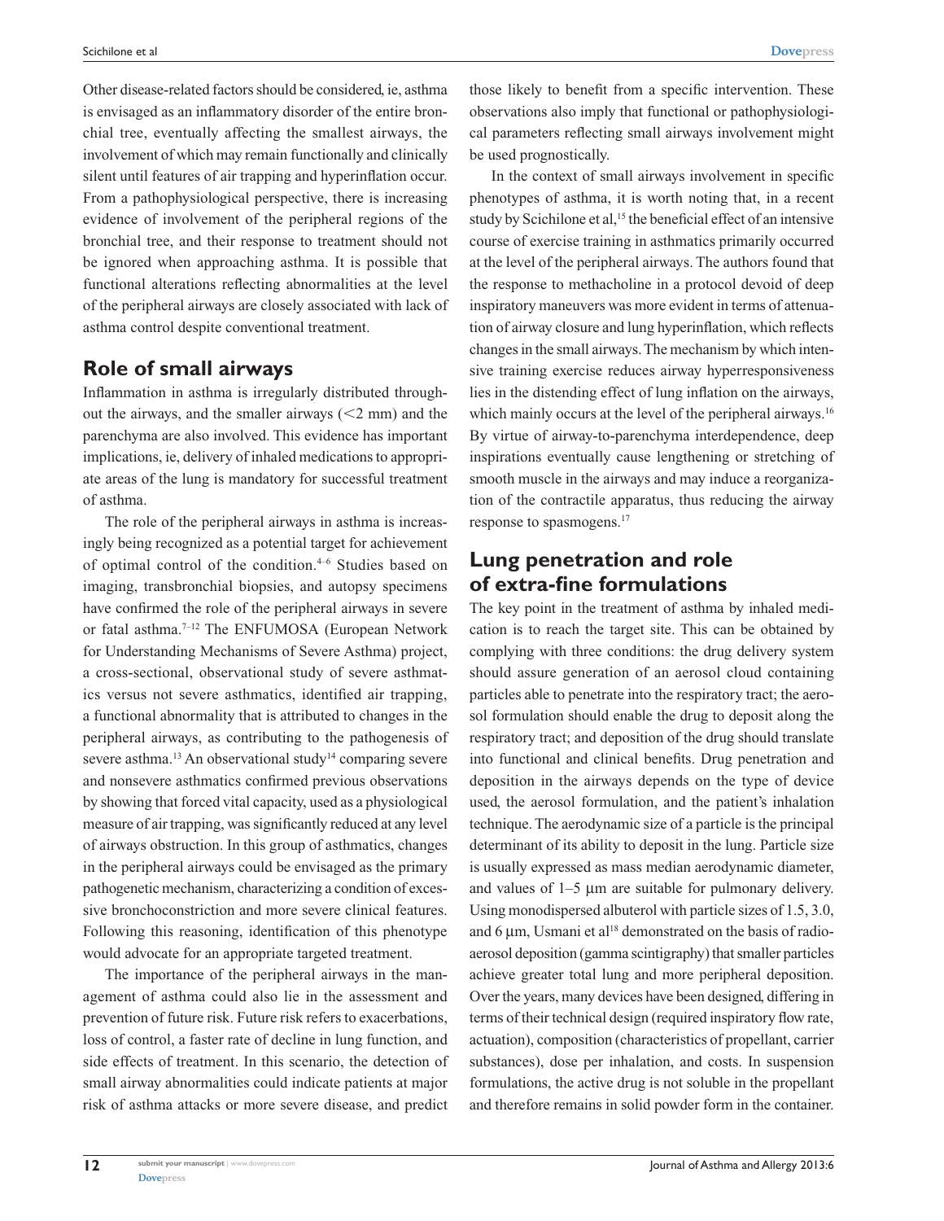Other disease-related factors should be considered, ie, asthma is envisaged as an inflammatory disorder of the entire bronchial tree, eventually affecting the smallest airways, the involvement of which may remain functionally and clinically silent until features of air trapping and hyperinflation occur. From a pathophysiological perspective, there is increasing evidence of involvement of the peripheral regions of the bronchial tree, and their response to treatment should not be ignored when approaching asthma. It is possible that functional alterations reflecting abnormalities at the level of the peripheral airways are closely associated with lack of asthma control despite conventional treatment.

## Role of small airways

Inflammation in asthma is irregularly distributed throughout the airways, and the smaller airways (<2 mm) and the parenchyma are also involved. This evidence has important implications, ie, delivery of inhaled medications to appropriate areas of the lung is mandatory for successful treatment of asthma.

The role of the peripheral airways in asthma is increasingly being recognized as a potential target for achievement of optimal control of the condition.[4–6] Studies based on imaging, transbronchial biopsies, and autopsy specimens have confirmed the role of the peripheral airways in severe or fatal asthma.[7–12] The ENFUMOSA (European Network for Understanding Mechanisms of Severe Asthma) project, a cross-sectional, observational study of severe asthmatics versus not severe asthmatics, identified air trapping, a functional abnormality that is attributed to changes in the peripheral airways, as contributing to the pathogenesis of severe asthma.[13] An observational study[14] comparing severe and nonsevere asthmatics confirmed previous observations by showing that forced vital capacity, used as a physiological measure of air trapping, was significantly reduced at any level of airways obstruction. In this group of asthmatics, changes in the peripheral airways could be envisaged as the primary pathogenetic mechanism, characterizing a condition of excessive bronchoconstriction and more severe clinical features. Following this reasoning, identification of this phenotype would advocate for an appropriate targeted treatment.

The importance of the peripheral airways in the management of asthma could also lie in the assessment and prevention of future risk. Future risk refers to exacerbations, loss of control, a faster rate of decline in lung function, and side effects of treatment. In this scenario, the detection of small airway abnormalities could indicate patients at major risk of asthma attacks or more severe disease, and predict those likely to benefit from a specific intervention. These observations also imply that functional or pathophysiological parameters reflecting small airways involvement might be used prognostically.

In the context of small airways involvement in specific phenotypes of asthma, it is worth noting that, in a recent study by Scichilone et al,[15] the beneficial effect of an intensive course of exercise training in asthmatics primarily occurred at the level of the peripheral airways. The authors found that the response to methacholine in a protocol devoid of deep inspiratory maneuvers was more evident in terms of attenuation of airway closure and lung hyperinflation, which reflects changes in the small airways. The mechanism by which intensive training exercise reduces airway hyperresponsiveness lies in the distending effect of lung inflation on the airways, which mainly occurs at the level of the peripheral airways.[16] By virtue of airway-to-parenchyma interdependence, deep inspirations eventually cause lengthening or stretching of smooth muscle in the airways and may induce a reorganization of the contractile apparatus, thus reducing the airway response to spasmogens.[17]

## Lung penetration and role of extra-fine formulations

The key point in the treatment of asthma by inhaled medication is to reach the target site. This can be obtained by complying with three conditions: the drug delivery system should assure generation of an aerosol cloud containing particles able to penetrate into the respiratory tract; the aerosol formulation should enable the drug to deposit along the respiratory tract; and deposition of the drug should translate into functional and clinical benefits. Drug penetration and deposition in the airways depends on the type of device used, the aerosol formulation, and the patient's inhalation technique. The aerodynamic size of a particle is the principal determinant of its ability to deposit in the lung. Particle size is usually expressed as mass median aerodynamic diameter, and values of 1–5 μm are suitable for pulmonary delivery. Using monodispersed albuterol with particle sizes of 1.5, 3.0, and 6 μm, Usmani et al[18] demonstrated on the basis of radioaerosol deposition (gamma scintigraphy) that smaller particles achieve greater total lung and more peripheral deposition. Over the years, many devices have been designed, differing in terms of their technical design (required inspiratory flow rate, actuation), composition (characteristics of propellant, carrier substances), dose per inhalation, and costs. In suspension formulations, the active drug is not soluble in the propellant and therefore remains in solid powder form in the container.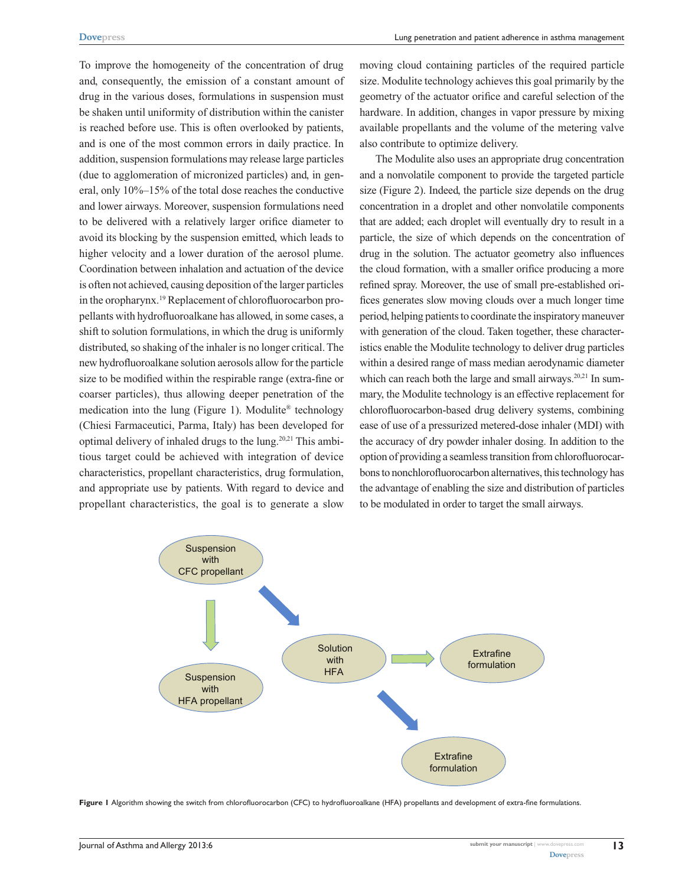To improve the homogeneity of the concentration of drug and, consequently, the emission of a constant amount of drug in the various doses, formulations in suspension must be shaken until uniformity of distribution within the canister is reached before use. This is often overlooked by patients, and is one of the most common errors in daily practice. In addition, suspension formulations may release large particles (due to agglomeration of micronized particles) and, in general, only 10%–15% of the total dose reaches the conductive and lower airways. Moreover, suspension formulations need to be delivered with a relatively larger orifice diameter to avoid its blocking by the suspension emitted, which leads to higher velocity and a lower duration of the aerosol plume. Coordination between inhalation and actuation of the device is often not achieved, causing deposition of the larger particles in the oropharynx.[19] Replacement of chlorofluorocarbon propellants with hydrofluoroalkane has allowed, in some cases, a shift to solution formulations, in which the drug is uniformly distributed, so shaking of the inhaler is no longer critical. The new hydrofluoroalkane solution aerosols allow for the particle size to be modified within the respirable range (extra-fine or coarser particles), thus allowing deeper penetration of the medication into the lung (Figure 1). Modulite® technology (Chiesi Farmaceutici, Parma, Italy) has been developed for optimal delivery of inhaled drugs to the lung.[20,21] This ambitious target could be achieved with integration of device characteristics, propellant characteristics, drug formulation, and appropriate use by patients. With regard to device and propellant characteristics, the goal is to generate a slow moving cloud containing particles of the required particle size. Modulite technology achieves this goal primarily by the geometry of the actuator orifice and careful selection of the hardware. In addition, changes in vapor pressure by mixing available propellants and the volume of the metering valve also contribute to optimize delivery.

The Modulite also uses an appropriate drug concentration and a nonvolatile component to provide the targeted particle size (Figure 2). Indeed, the particle size depends on the drug concentration in a droplet and other nonvolatile components that are added; each droplet will eventually dry to result in a particle, the size of which depends on the concentration of drug in the solution. The actuator geometry also influences the cloud formation, with a smaller orifice producing a more refined spray. Moreover, the use of small pre-established orifices generates slow moving clouds over a much longer time period, helping patients to coordinate the inspiratory maneuver with generation of the cloud. Taken together, these characteristics enable the Modulite technology to deliver drug particles within a desired range of mass median aerodynamic diameter which can reach both the large and small airways.[20,21] In summary, the Modulite technology is an effective replacement for chlorofluorocarbon-based drug delivery systems, combining ease of use of a pressurized metered-dose inhaler (MDI) with the accuracy of dry powder inhaler dosing. In addition to the option of providing a seamless transition from chlorofluorocarbons to nonchlorofluorocarbon alternatives, this technology has the advantage of enabling the size and distribution of particles to be modulated in order to target the small airways.

Suspension with CFC propellant

Suspension with HFA propellant

Solution with HFA

Extrafine formulation

Extrafine formulation

**Figure 1** Algorithm showing the switch from chlorofluorocarbon (CFC) to hydrofluoroalkane (HFA) propellants and development of extra-fine formulations.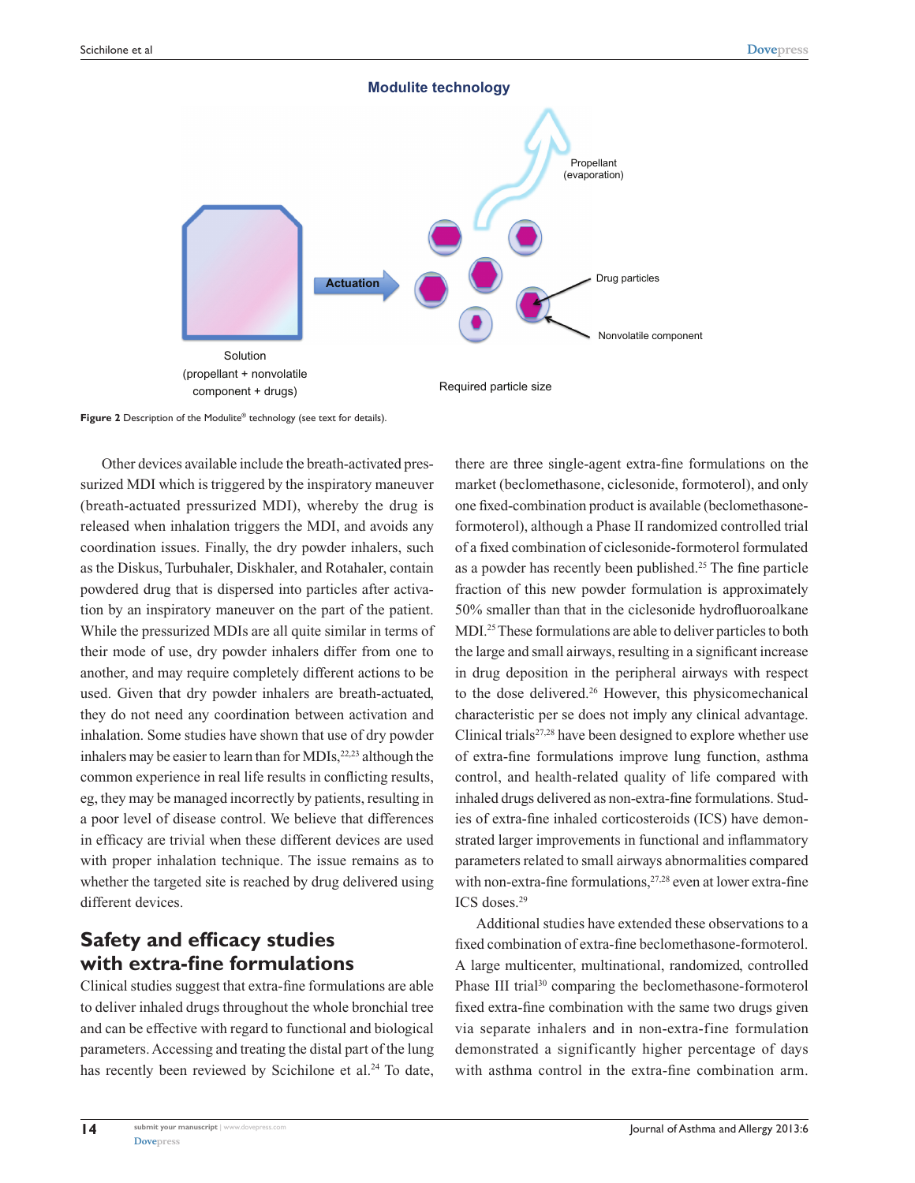**Figure 2** Description of the Modulite® technology (see text for details).

Other devices available include the breath-activated pressurized MDI which is triggered by the inspiratory maneuver (breath-actuated pressurized MDI), whereby the drug is released when inhalation triggers the MDI, and avoids any coordination issues. Finally, the dry powder inhalers, such as the Diskus, Turbuhaler, Diskhaler, and Rotahaler, contain powdered drug that is dispersed into particles after activation by an inspiratory maneuver on the part of the patient. While the pressurized MDIs are all quite similar in terms of their mode of use, dry powder inhalers differ from one to another, and may require completely different actions to be used. Given that dry powder inhalers are breath-actuated, they do not need any coordination between activation and inhalation. Some studies have shown that use of dry powder inhalers may be easier to learn than for MDIs,[22,23] although the common experience in real life results in conflicting results, eg, they may be managed incorrectly by patients, resulting in a poor level of disease control. We believe that differences in efficacy are trivial when these different devices are used with proper inhalation technique. The issue remains as to whether the targeted site is reached by drug delivered using different devices.

## Safety and efficacy studies with extra-fine formulations

Clinical studies suggest that extra-fine formulations are able to deliver inhaled drugs throughout the whole bronchial tree and can be effective with regard to functional and biological parameters. Accessing and treating the distal part of the lung has recently been reviewed by Scichilone et al.[24] To date, there are three single-agent extra-fine formulations on the market (beclomethasone, ciclesonide, formoterol), and only one fixed-combination product is available (beclomethasone-formoterol), although a Phase II randomized controlled trial of a fixed combination of ciclesonide-formoterol formulated as a powder has recently been published.[25] The fine particle fraction of this new powder formulation is approximately 50% smaller than that in the ciclesonide hydrofluoroalkane MDI.[25] These formulations are able to deliver particles to both the large and small airways, resulting in a significant increase in drug deposition in the peripheral airways with respect to the dose delivered.[26] However, this physicomechanical characteristic per se does not imply any clinical advantage. Clinical trials[27,28] have been designed to explore whether use of extra-fine formulations improve lung function, asthma control, and health-related quality of life compared with inhaled drugs delivered as non-extra-fine formulations. Studies of extra-fine inhaled corticosteroids (ICS) have demonstrated larger improvements in functional and inflammatory parameters related to small airways abnormalities compared with non-extra-fine formulations,[27,28] even at lower extra-fine ICS doses.[29]

Additional studies have extended these observations to a fixed combination of extra-fine beclomethasone-formoterol. A large multicenter, multinational, randomized, controlled Phase III trial[30] comparing the beclomethasone-formoterol fixed extra-fine combination with the same two drugs given via separate inhalers and in non-extra-fine formulation demonstrated a significantly higher percentage of days with asthma control in the extra-fine combination arm.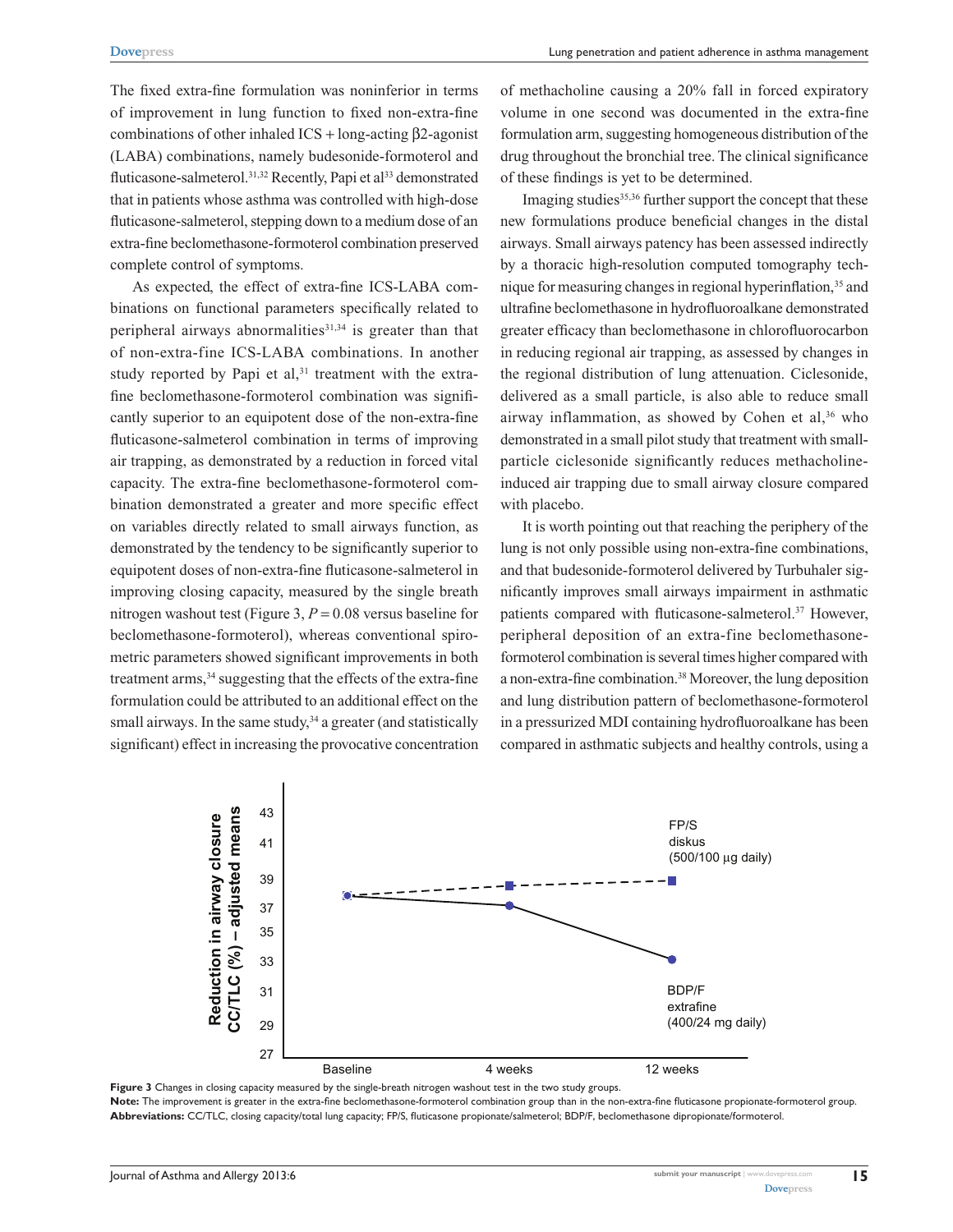The fixed extra-fine formulation was noninferior in terms of improvement in lung function to fixed non-extra-fine combinations of other inhaled ICS + long-acting β2-agonist (LABA) combinations, namely budesonide-formoterol and fluticasone-salmeterol.[31,32] Recently, Papi et al[33] demonstrated that in patients whose asthma was controlled with high-dose fluticasone-salmeterol, stepping down to a medium dose of an extra-fine beclomethasone-formoterol combination preserved complete control of symptoms.

As expected, the effect of extra-fine ICS-LABA combinations on functional parameters specifically related to peripheral airways abnormalities[31,34] is greater than that of non-extra-fine ICS-LABA combinations. In another study reported by Papi et al,[31] treatment with the extra-fine beclomethasone-formoterol combination was significantly superior to an equipotent dose of the non-extra-fine fluticasone-salmeterol combination in terms of improving air trapping, as demonstrated by a reduction in forced vital capacity. The extra-fine beclomethasone-formoterol combination demonstrated a greater and more specific effect on variables directly related to small airways function, as demonstrated by the tendency to be significantly superior to equipotent doses of non-extra-fine fluticasone-salmeterol in improving closing capacity, measured by the single breath nitrogen washout test (Figure 3, $P = 0.08$ versus baseline for beclomethasone-formoterol), whereas conventional spirometric parameters showed significant improvements in both treatment arms,[34] suggesting that the effects of the extra-fine formulation could be attributed to an additional effect on the small airways. In the same study,[34] a greater (and statistically significant) effect in increasing the provocative concentration of methacholine causing a 20% fall in forced expiratory volume in one second was documented in the extra-fine formulation arm, suggesting homogeneous distribution of the drug throughout the bronchial tree. The clinical significance of these findings is yet to be determined.

Imaging studies[35,36] further support the concept that these new formulations produce beneficial changes in the distal airways. Small airways patency has been assessed indirectly by a thoracic high-resolution computed tomography technique for measuring changes in regional hyperinflation,[35] and ultrafine beclomethasone in hydrofluoroalkane demonstrated greater efficacy than beclomethasone in chlorofluorocarbon in reducing regional air trapping, as assessed by changes in the regional distribution of lung attenuation. Ciclesonide, delivered as a small particle, is also able to reduce small airway inflammation, as showed by Cohen et al,[36] who demonstrated in a small pilot study that treatment with small-particle ciclesonide significantly reduces methacholine-induced air trapping due to small airway closure compared with placebo.

It is worth pointing out that reaching the periphery of the lung is not only possible using non-extra-fine combinations, and that budesonide-formoterol delivered by Turbuhaler significantly improves small airways impairment in asthmatic patients compared with fluticasone-salmeterol.[37] However, peripheral deposition of an extra-fine beclomethasone-formoterol combination is several times higher compared with a non-extra-fine combination.[38] Moreover, the lung deposition and lung distribution pattern of beclomethasone-formoterol in a pressurized MDI containing hydrofluoroalkane has been compared in asthmatic subjects and healthy controls, using a

**Figure 3** Changes in closing capacity measured by the single-breath nitrogen washout test in the two study groups.

**Note:** The improvement is greater in the extra-fine beclomethasone-formoterol combination group than in the non-extra-fine fluticasone propionate-formoterol group.

**Abbreviations:** CC/TLC, closing capacity/total lung capacity; FP/S, fluticasone propionate/salmeterol; BDP/F, beclomethasone dipropionate/formoterol.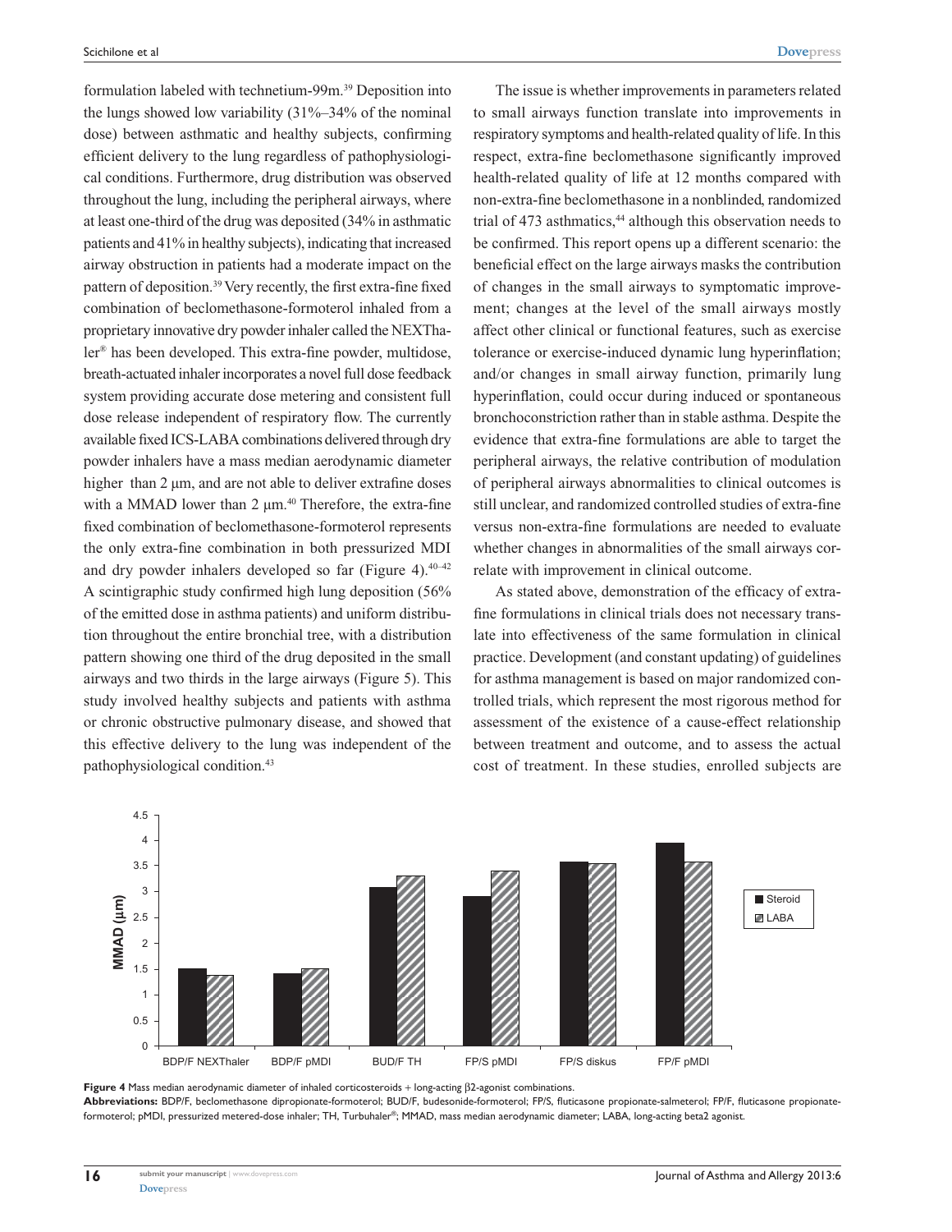formulation labeled with technetium-99m.[39] Deposition into the lungs showed low variability (31%–34% of the nominal dose) between asthmatic and healthy subjects, confirming efficient delivery to the lung regardless of pathophysiological conditions. Furthermore, drug distribution was observed throughout the lung, including the peripheral airways, where at least one-third of the drug was deposited (34% in asthmatic patients and 41% in healthy subjects), indicating that increased airway obstruction in patients had a moderate impact on the pattern of deposition.[39] Very recently, the first extra-fine fixed combination of beclomethasone-formoterol inhaled from a proprietary innovative dry powder inhaler called the NEXThaler® has been developed. This extra-fine powder, multidose, breath-actuated inhaler incorporates a novel full dose feedback system providing accurate dose metering and consistent full dose release independent of respiratory flow. The currently available fixed ICS-LABA combinations delivered through dry powder inhalers have a mass median aerodynamic diameter higher than 2 μm, and are not able to deliver extrafine doses with a MMAD lower than 2 μm.[40] Therefore, the extra-fine fixed combination of beclomethasone-formoterol represents the only extra-fine combination in both pressurized MDI and dry powder inhalers developed so far (Figure 4).[40–42] A scintigraphic study confirmed high lung deposition (56% of the emitted dose in asthma patients) and uniform distribution throughout the entire bronchial tree, with a distribution pattern showing one third of the drug deposited in the small airways and two thirds in the large airways (Figure 5). This study involved healthy subjects and patients with asthma or chronic obstructive pulmonary disease, and showed that this effective delivery to the lung was independent of the pathophysiological condition.[43]

The issue is whether improvements in parameters related to small airways function translate into improvements in respiratory symptoms and health-related quality of life. In this respect, extra-fine beclomethasone significantly improved health-related quality of life at 12 months compared with non-extra-fine beclomethasone in a nonblinded, randomized trial of 473 asthmatics,[44] although this observation needs to be confirmed. This report opens up a different scenario: the beneficial effect on the large airways masks the contribution of changes in the small airways to symptomatic improvement; changes at the level of the small airways mostly affect other clinical or functional features, such as exercise tolerance or exercise-induced dynamic lung hyperinflation; and/or changes in small airway function, primarily lung hyperinflation, could occur during induced or spontaneous bronchoconstriction rather than in stable asthma. Despite the evidence that extra-fine formulations are able to target the peripheral airways, the relative contribution of modulation of peripheral airways abnormalities to clinical outcomes is still unclear, and randomized controlled studies of extra-fine versus non-extra-fine formulations are needed to evaluate whether changes in abnormalities of the small airways correlate with improvement in clinical outcome.

As stated above, demonstration of the efficacy of extra-fine formulations in clinical trials does not necessary translate into effectiveness of the same formulation in clinical practice. Development (and constant updating) of guidelines for asthma management is based on major randomized controlled trials, which represent the most rigorous method for assessment of the existence of a cause-effect relationship between treatment and outcome, and to assess the actual cost of treatment. In these studies, enrolled subjects are

**Figure 4** Mass median aerodynamic diameter of inhaled corticosteroids + long-acting β2-agonist combinations.

**Abbreviations:** BDP/F, beclomethasone dipropionate-formoterol; BUD/F, budesonide-formoterol; FP/S, fluticasone propionate-salmeterol; FP/F, fluticasone propionate-formoterol; pMDI, pressurized metered-dose inhaler; TH, Turbuhaler®; MMAD, mass median aerodynamic diameter; LABA, long-acting beta2 agonist.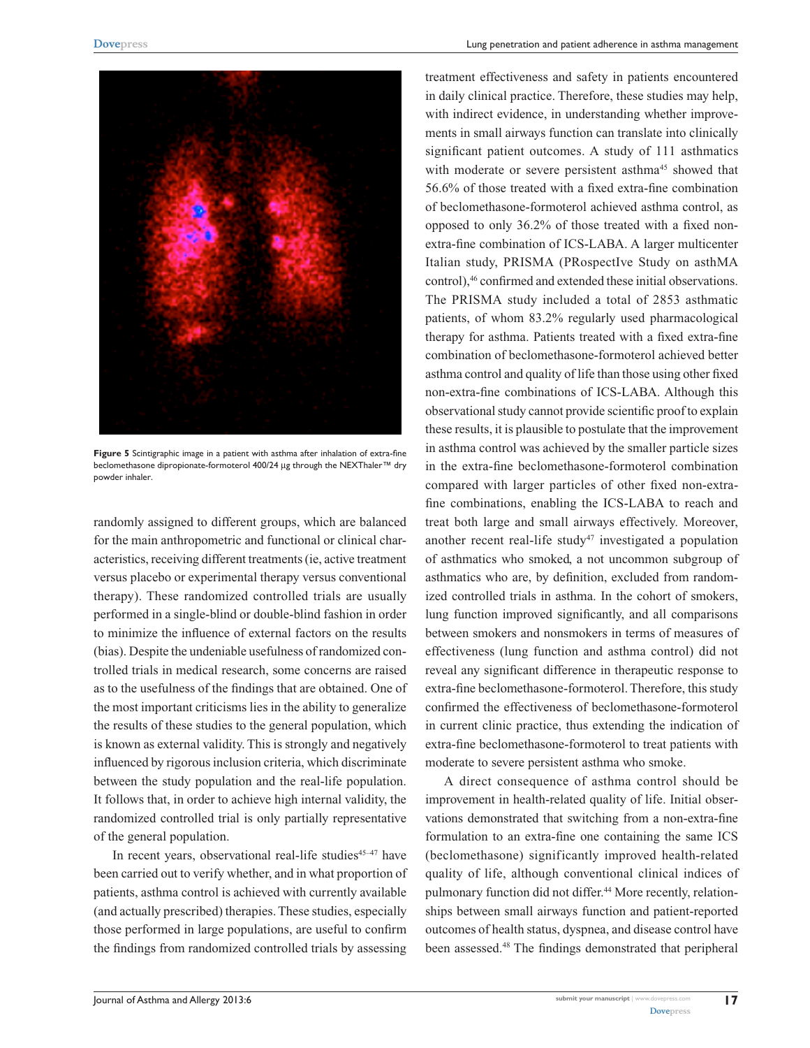**Figure 5** Scintigraphic image in a patient with asthma after inhalation of extra-fine beclomethasone dipropionate-formoterol 400/24 µg through the NEXThaler™ dry powder inhaler.

randomly assigned to different groups, which are balanced for the main anthropometric and functional or clinical characteristics, receiving different treatments (ie, active treatment versus placebo or experimental therapy versus conventional therapy). These randomized controlled trials are usually performed in a single-blind or double-blind fashion in order to minimize the influence of external factors on the results (bias). Despite the undeniable usefulness of randomized controlled trials in medical research, some concerns are raised as to the usefulness of the findings that are obtained. One of the most important criticisms lies in the ability to generalize the results of these studies to the general population, which is known as external validity. This is strongly and negatively influenced by rigorous inclusion criteria, which discriminate between the study population and the real-life population. It follows that, in order to achieve high internal validity, the randomized controlled trial is only partially representative of the general population.

In recent years, observational real-life studies[45–47] have been carried out to verify whether, and in what proportion of patients, asthma control is achieved with currently available (and actually prescribed) therapies. These studies, especially those performed in large populations, are useful to confirm the findings from randomized controlled trials by assessing treatment effectiveness and safety in patients encountered in daily clinical practice. Therefore, these studies may help, with indirect evidence, in understanding whether improvements in small airways function can translate into clinically significant patient outcomes. A study of 111 asthmatics with moderate or severe persistent asthma[45] showed that 56.6% of those treated with a fixed extra-fine combination of beclomethasone-formoterol achieved asthma control, as opposed to only 36.2% of those treated with a fixed non-extra-fine combination of ICS-LABA. A larger multicenter Italian study, PRISMA (PRospectIve Study on asthMA control),[46] confirmed and extended these initial observations. The PRISMA study included a total of 2853 asthmatic patients, of whom 83.2% regularly used pharmacological therapy for asthma. Patients treated with a fixed extra-fine combination of beclomethasone-formoterol achieved better asthma control and quality of life than those using other fixed non-extra-fine combinations of ICS-LABA. Although this observational study cannot provide scientific proof to explain these results, it is plausible to postulate that the improvement in asthma control was achieved by the smaller particle sizes in the extra-fine beclomethasone-formoterol combination compared with larger particles of other fixed non-extra-fine combinations, enabling the ICS-LABA to reach and treat both large and small airways effectively. Moreover, another recent real-life study[47] investigated a population of asthmatics who smoked, a not uncommon subgroup of asthmatics who are, by definition, excluded from randomized controlled trials in asthma. In the cohort of smokers, lung function improved significantly, and all comparisons between smokers and nonsmokers in terms of measures of effectiveness (lung function and asthma control) did not reveal any significant difference in therapeutic response to extra-fine beclomethasone-formoterol. Therefore, this study confirmed the effectiveness of beclomethasone-formoterol in current clinic practice, thus extending the indication of extra-fine beclomethasone-formoterol to treat patients with moderate to severe persistent asthma who smoke.

A direct consequence of asthma control should be improvement in health-related quality of life. Initial observations demonstrated that switching from a non-extra-fine formulation to an extra-fine one containing the same ICS (beclomethasone) significantly improved health-related quality of life, although conventional clinical indices of pulmonary function did not differ.[44] More recently, relationships between small airways function and patient-reported outcomes of health status, dyspnea, and disease control have been assessed.[48] The findings demonstrated that peripheral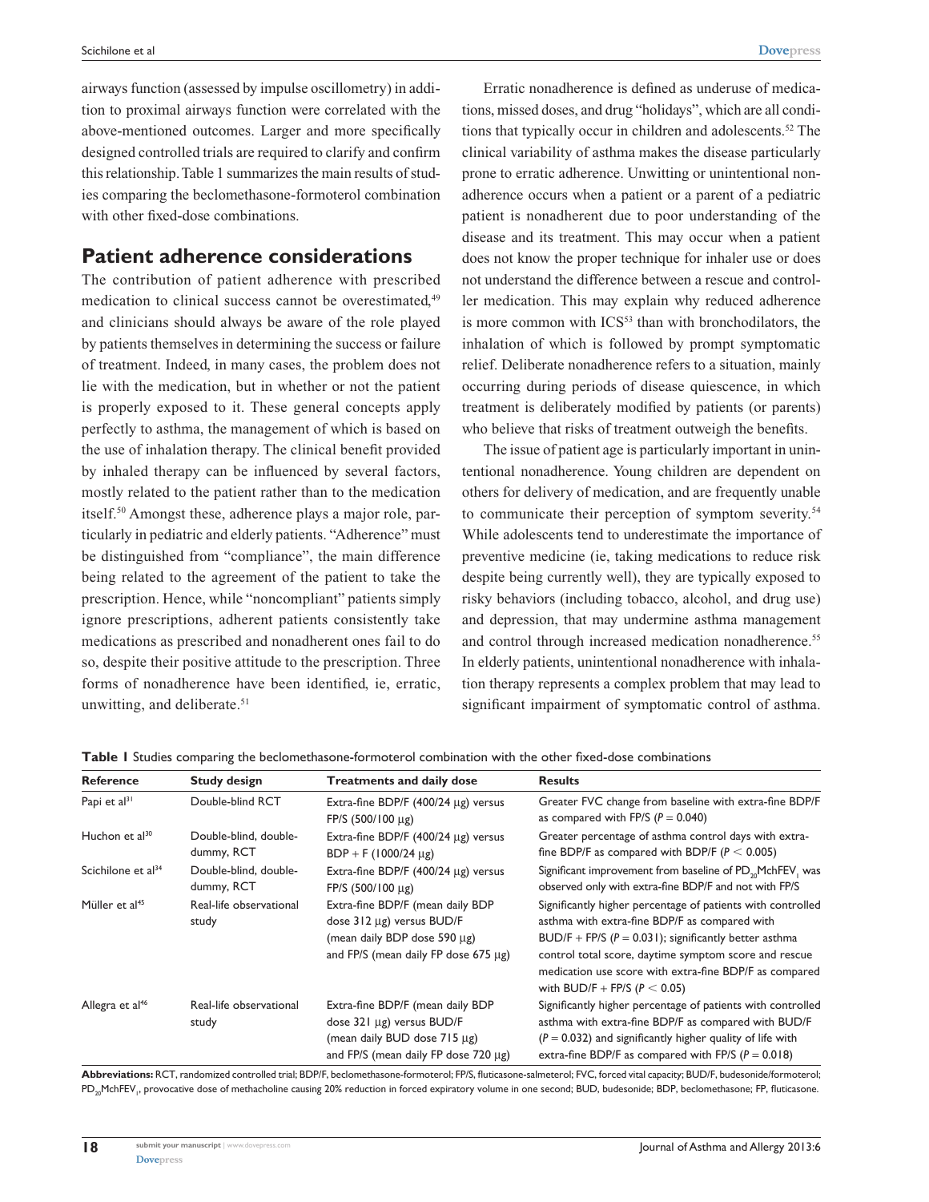airways function (assessed by impulse oscillometry) in addition to proximal airways function were correlated with the above-mentioned outcomes. Larger and more specifically designed controlled trials are required to clarify and confirm this relationship. Table 1 summarizes the main results of studies comparing the beclomethasone-formoterol combination with other fixed-dose combinations.

## Patient adherence considerations

The contribution of patient adherence with prescribed medication to clinical success cannot be overestimated,[49] and clinicians should always be aware of the role played by patients themselves in determining the success or failure of treatment. Indeed, in many cases, the problem does not lie with the medication, but in whether or not the patient is properly exposed to it. These general concepts apply perfectly to asthma, the management of which is based on the use of inhalation therapy. The clinical benefit provided by inhaled therapy can be influenced by several factors, mostly related to the patient rather than to the medication itself.[50] Amongst these, adherence plays a major role, particularly in pediatric and elderly patients. "Adherence" must be distinguished from "compliance", the main difference being related to the agreement of the patient to take the prescription. Hence, while "noncompliant" patients simply ignore prescriptions, adherent patients consistently take medications as prescribed and nonadherent ones fail to do so, despite their positive attitude to the prescription. Three forms of nonadherence have been identified, ie, erratic, unwitting, and deliberate.[51]

Erratic nonadherence is defined as underuse of medications, missed doses, and drug "holidays", which are all conditions that typically occur in children and adolescents.[52] The clinical variability of asthma makes the disease particularly prone to erratic adherence. Unwitting or unintentional nonadherence occurs when a patient or a parent of a pediatric patient is nonadherent due to poor understanding of the disease and its treatment. This may occur when a patient does not know the proper technique for inhaler use or does not understand the difference between a rescue and controller medication. This may explain why reduced adherence is more common with ICS[53] than with bronchodilators, the inhalation of which is followed by prompt symptomatic relief. Deliberate nonadherence refers to a situation, mainly occurring during periods of disease quiescence, in which treatment is deliberately modified by patients (or parents) who believe that risks of treatment outweigh the benefits.

The issue of patient age is particularly important in unintentional nonadherence. Young children are dependent on others for delivery of medication, and are frequently unable to communicate their perception of symptom severity.[54] While adolescents tend to underestimate the importance of preventive medicine (ie, taking medications to reduce risk despite being currently well), they are typically exposed to risky behaviors (including tobacco, alcohol, and drug use) and depression, that may undermine asthma management and control through increased medication nonadherence.[55] In elderly patients, unintentional nonadherence with inhalation therapy represents a complex problem that may lead to significant impairment of symptomatic control of asthma.

**Table 1** Studies comparing the beclomethasone-formoterol combination with the other fixed-dose combinations

| Reference | Study design | Treatments and daily dose | Results |
|---|---|---|---|
| Papi et al[31] | Double-blind RCT | Extra-fine BDP/F (400/24 μg) versus FP/S (500/100 μg) | Greater FVC change from baseline with extra-fine BDP/F as compared with FP/S ($P = 0.040$) |
| Huchon et al[30] | Double-blind, double-dummy, RCT | Extra-fine BDP/F (400/24 μg) versus BDP + F (1000/24 μg) | Greater percentage of asthma control days with extra-fine BDP/F as compared with BDP/F ($P < 0.005$) |
| Scichilone et al[34] | Double-blind, double-dummy, RCT | Extra-fine BDP/F (400/24 μg) versus FP/S (500/100 μg) | Significant improvement from baseline of $PD_{20}MchFEV_1$ was observed only with extra-fine BDP/F and not with FP/S |
| Müller et al[45] | Real-life observational study | Extra-fine BDP/F (mean daily BDP dose 312 μg) versus BUD/F (mean daily BDP dose 590 μg) and FP/S (mean daily FP dose 675 μg) | Significantly higher percentage of patients with controlled asthma with extra-fine BDP/F as compared with BUD/F + FP/S ($P = 0.031$); significantly better asthma control total score, daytime symptom score and rescue medication use score with extra-fine BDP/F as compared with BUD/F + FP/S ($P < 0.05$) |
| Allegra et al[46] | Real-life observational study | Extra-fine BDP/F (mean daily BDP dose 321 μg) versus BUD/F (mean daily BUD dose 715 μg) and FP/S (mean daily FP dose 720 μg) | Significantly higher percentage of patients with controlled asthma with extra-fine BDP/F as compared with BUD/F ($P = 0.032$) and significantly higher quality of life with extra-fine BDP/F as compared with FP/S ($P = 0.018$) |

**Abbreviations:** RCT, randomized controlled trial; BDP/F, beclomethasone-formoterol; FP/S, fluticasone-salmeterol; FVC, forced vital capacity; BUD/F, budesonide/formoterol; $PD_{20}MchFEV_1$, provocative dose of methacholine causing 20% reduction in forced expiratory volume in one second; BUD, budesonide; BDP, beclomethasone; FP, fluticasone.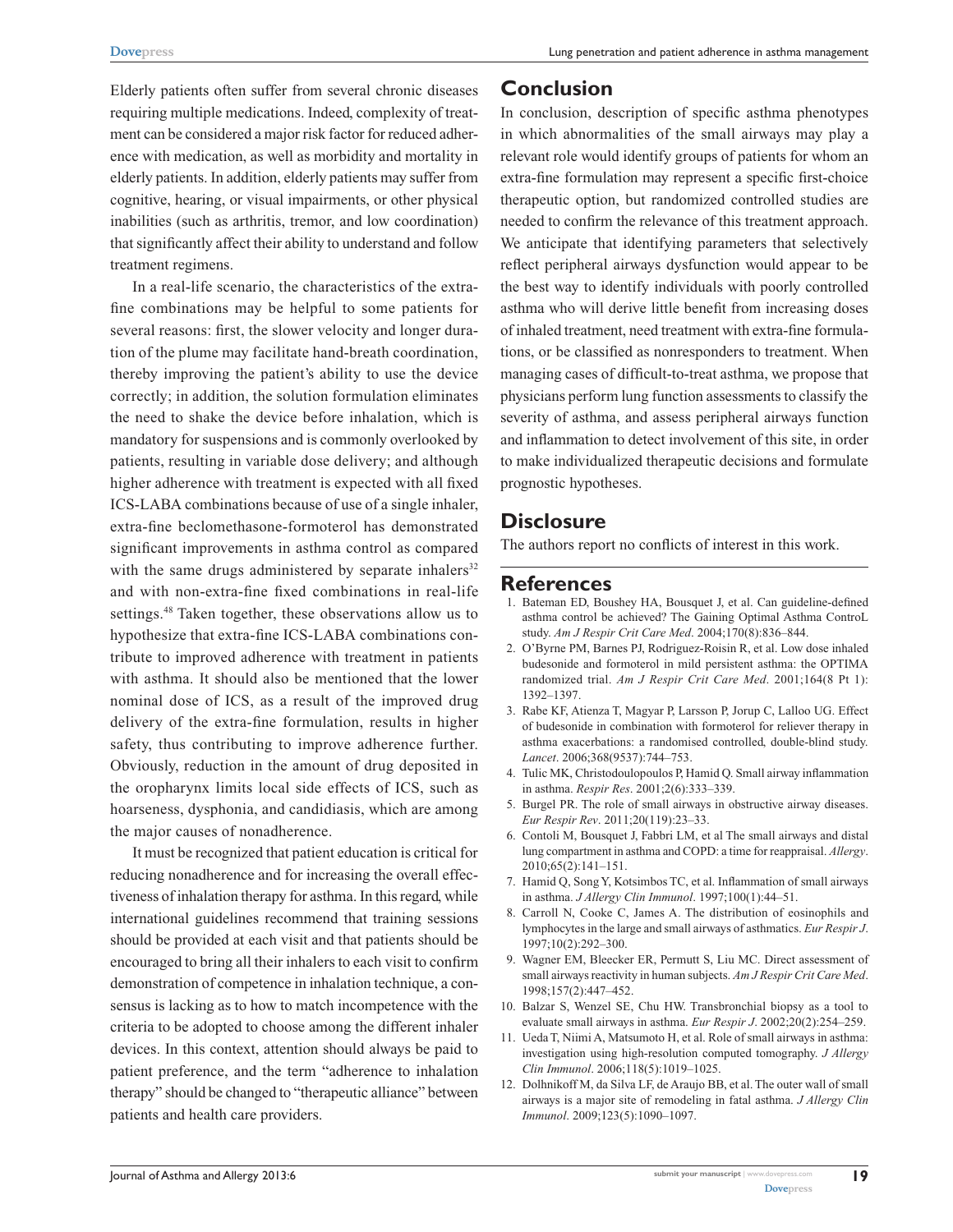Elderly patients often suffer from several chronic diseases requiring multiple medications. Indeed, complexity of treatment can be considered a major risk factor for reduced adherence with medication, as well as morbidity and mortality in elderly patients. In addition, elderly patients may suffer from cognitive, hearing, or visual impairments, or other physical inabilities (such as arthritis, tremor, and low coordination) that significantly affect their ability to understand and follow treatment regimens.

In a real-life scenario, the characteristics of the extra-fine combinations may be helpful to some patients for several reasons: first, the slower velocity and longer duration of the plume may facilitate hand-breath coordination, thereby improving the patient's ability to use the device correctly; in addition, the solution formulation eliminates the need to shake the device before inhalation, which is mandatory for suspensions and is commonly overlooked by patients, resulting in variable dose delivery; and although higher adherence with treatment is expected with all fixed ICS-LABA combinations because of use of a single inhaler, extra-fine beclomethasone-formoterol has demonstrated significant improvements in asthma control as compared with the same drugs administered by separate inhalers[32] and with non-extra-fine fixed combinations in real-life settings.[48] Taken together, these observations allow us to hypothesize that extra-fine ICS-LABA combinations contribute to improved adherence with treatment in patients with asthma. It should also be mentioned that the lower nominal dose of ICS, as a result of the improved drug delivery of the extra-fine formulation, results in higher safety, thus contributing to improve adherence further. Obviously, reduction in the amount of drug deposited in the oropharynx limits local side effects of ICS, such as hoarseness, dysphonia, and candidiasis, which are among the major causes of nonadherence.

It must be recognized that patient education is critical for reducing nonadherence and for increasing the overall effectiveness of inhalation therapy for asthma. In this regard, while international guidelines recommend that training sessions should be provided at each visit and that patients should be encouraged to bring all their inhalers to each visit to confirm demonstration of competence in inhalation technique, a consensus is lacking as to how to match incompetence with the criteria to be adopted to choose among the different inhaler devices. In this context, attention should always be paid to patient preference, and the term "adherence to inhalation therapy" should be changed to "therapeutic alliance" between patients and health care providers.

## Conclusion

In conclusion, description of specific asthma phenotypes in which abnormalities of the small airways may play a relevant role would identify groups of patients for whom an extra-fine formulation may represent a specific first-choice therapeutic option, but randomized controlled studies are needed to confirm the relevance of this treatment approach. We anticipate that identifying parameters that selectively reflect peripheral airways dysfunction would appear to be the best way to identify individuals with poorly controlled asthma who will derive little benefit from increasing doses of inhaled treatment, need treatment with extra-fine formulations, or be classified as nonresponders to treatment. When managing cases of difficult-to-treat asthma, we propose that physicians perform lung function assessments to classify the severity of asthma, and assess peripheral airways function and inflammation to detect involvement of this site, in order to make individualized therapeutic decisions and formulate prognostic hypotheses.

## Disclosure

The authors report no conflicts of interest in this work.

## References

1. Bateman ED, Boushey HA, Bousquet J, et al. Can guideline-defined asthma control be achieved? The Gaining Optimal Asthma ControL study. *Am J Respir Crit Care Med*. 2004;170(8):836–844.
2. O'Byrne PM, Barnes PJ, Rodriguez-Roisin R, et al. Low dose inhaled budesonide and formoterol in mild persistent asthma: the OPTIMA randomized trial. *Am J Respir Crit Care Med*. 2001;164(8 Pt 1): 1392–1397.
3. Rabe KF, Atienza T, Magyar P, Larsson P, Jorup C, Lalloo UG. Effect of budesonide in combination with formoterol for reliever therapy in asthma exacerbations: a randomised controlled, double-blind study. *Lancet*. 2006;368(9537):744–753.
4. Tulic MK, Christodoulopoulos P, Hamid Q. Small airway inflammation in asthma. *Respir Res*. 2001;2(6):333–339.
5. Burgel PR. The role of small airways in obstructive airway diseases. *Eur Respir Rev*. 2011;20(119):23–33.
6. Contoli M, Bousquet J, Fabbri LM, et al The small airways and distal lung compartment in asthma and COPD: a time for reappraisal. *Allergy*. 2010;65(2):141–151.
7. Hamid Q, Song Y, Kotsimbos TC, et al. Inflammation of small airways in asthma. *J Allergy Clin Immunol*. 1997;100(1):44–51.
8. Carroll N, Cooke C, James A. The distribution of eosinophils and lymphocytes in the large and small airways of asthmatics. *Eur Respir J*. 1997;10(2):292–300.
9. Wagner EM, Bleecker ER, Permutt S, Liu MC. Direct assessment of small airways reactivity in human subjects. *Am J Respir Crit Care Med*. 1998;157(2):447–452.
10. Balzar S, Wenzel SE, Chu HW. Transbronchial biopsy as a tool to evaluate small airways in asthma. *Eur Respir J*. 2002;20(2):254–259.
11. Ueda T, Niimi A, Matsumoto H, et al. Role of small airways in asthma: investigation using high-resolution computed tomography. *J Allergy Clin Immunol*. 2006;118(5):1019–1025.
12. Dolhnikoff M, da Silva LF, de Araujo BB, et al. The outer wall of small airways is a major site of remodeling in fatal asthma. *J Allergy Clin Immunol*. 2009;123(5):1090–1097.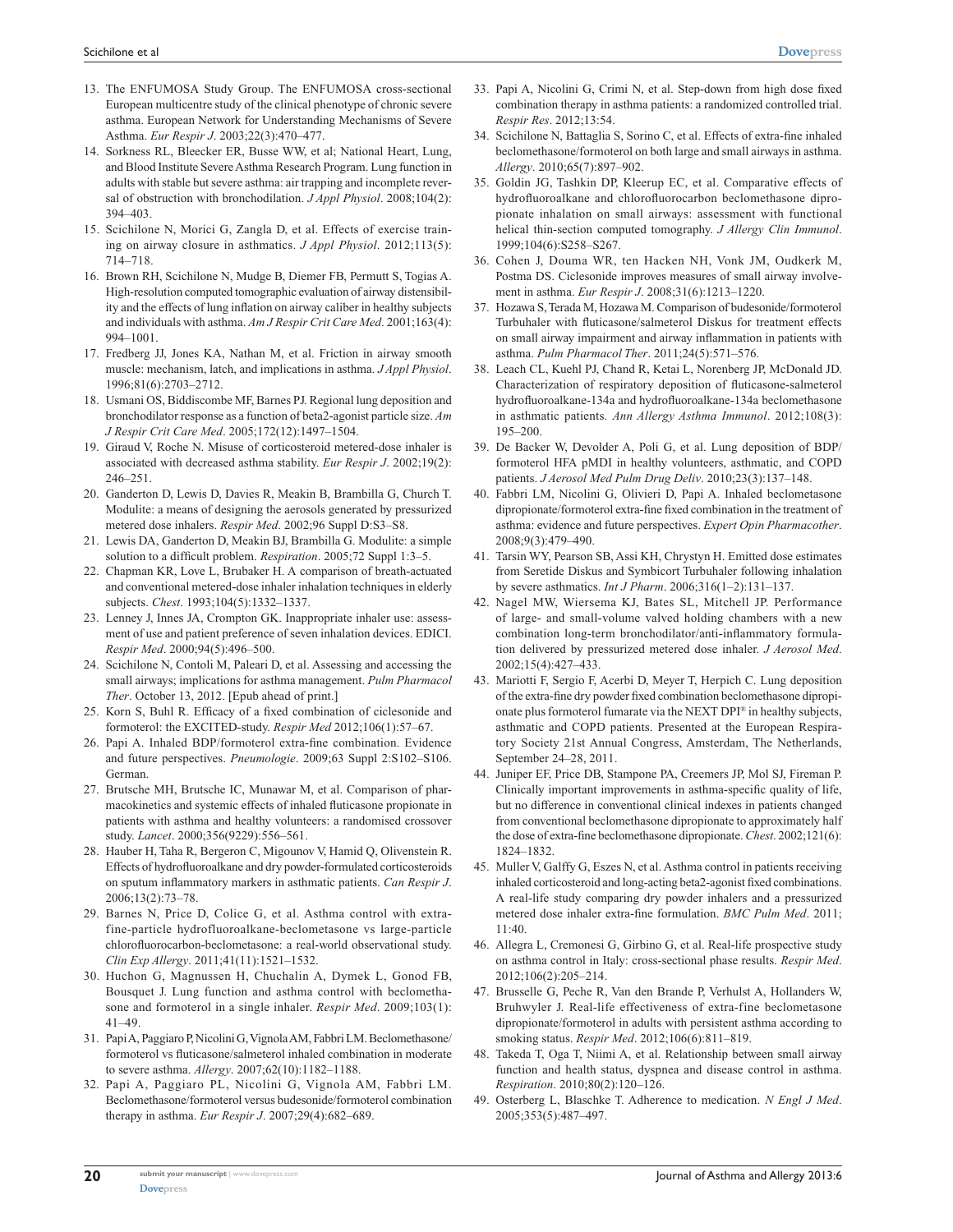13. The ENFUMOSA Study Group. The ENFUMOSA cross-sectional European multicentre study of the clinical phenotype of chronic severe asthma. European Network for Understanding Mechanisms of Severe Asthma. *Eur Respir J*. 2003;22(3):470–477.
14. Sorkness RL, Bleecker ER, Busse WW, et al; National Heart, Lung, and Blood Institute Severe Asthma Research Program. Lung function in adults with stable but severe asthma: air trapping and incomplete reversal of obstruction with bronchodilation. *J Appl Physiol*. 2008;104(2): 394–403.
15. Scichilone N, Morici G, Zangla D, et al. Effects of exercise training on airway closure in asthmatics. *J Appl Physiol*. 2012;113(5): 714–718.
16. Brown RH, Scichilone N, Mudge B, Diemer FB, Permutt S, Togias A. High-resolution computed tomographic evaluation of airway distensibility and the effects of lung inflation on airway caliber in healthy subjects and individuals with asthma. *Am J Respir Crit Care Med*. 2001;163(4): 994–1001.
17. Fredberg JJ, Jones KA, Nathan M, et al. Friction in airway smooth muscle: mechanism, latch, and implications in asthma. *J Appl Physiol*. 1996;81(6):2703–2712.
18. Usmani OS, Biddiscombe MF, Barnes PJ. Regional lung deposition and bronchodilator response as a function of beta2-agonist particle size. *Am J Respir Crit Care Med*. 2005;172(12):1497–1504.
19. Giraud V, Roche N. Misuse of corticosteroid metered-dose inhaler is associated with decreased asthma stability. *Eur Respir J*. 2002;19(2): 246–251.
20. Ganderton D, Lewis D, Davies R, Meakin B, Brambilla G, Church T. Modulite: a means of designing the aerosols generated by pressurized metered dose inhalers. *Respir Med*. 2002;96 Suppl D:S3–S8.
21. Lewis DA, Ganderton D, Meakin BJ, Brambilla G. Modulite: a simple solution to a difficult problem. *Respiration*. 2005;72 Suppl 1:3–5.
22. Chapman KR, Love L, Brubaker H. A comparison of breath-actuated and conventional metered-dose inhaler inhalation techniques in elderly subjects. *Chest*. 1993;104(5):1332–1337.
23. Lenney J, Innes JA, Crompton GK. Inappropriate inhaler use: assessment of use and patient preference of seven inhalation devices. EDICI. *Respir Med*. 2000;94(5):496–500.
24. Scichilone N, Contoli M, Paleari D, et al. Assessing and accessing the small airways; implications for asthma management. *Pulm Pharmacol Ther*. October 13, 2012. [Epub ahead of print.]
25. Korn S, Buhl R. Efficacy of a fixed combination of ciclesonide and formoterol: the EXCITED-study. *Respir Med* 2012;106(1):57–67.
26. Papi A. Inhaled BDP/formoterol extra-fine combination. Evidence and future perspectives. *Pneumologie*. 2009;63 Suppl 2:S102–S106. German.
27. Brutsche MH, Brutsche IC, Munawar M, et al. Comparison of pharmacokinetics and systemic effects of inhaled fluticasone propionate in patients with asthma and healthy volunteers: a randomised crossover study. *Lancet*. 2000;356(9229):556–561.
28. Hauber H, Taha R, Bergeron C, Migounov V, Hamid Q, Olivenstein R. Effects of hydrofluoroalkane and dry powder-formulated corticosteroids on sputum inflammatory markers in asthmatic patients. *Can Respir J*. 2006;13(2):73–78.
29. Barnes N, Price D, Colice G, et al. Asthma control with extra-fine-particle hydrofluoroalkane-beclometasone vs large-particle chlorofluorocarbon-beclometasone: a real-world observational study. *Clin Exp Allergy*. 2011;41(11):1521–1532.
30. Huchon G, Magnussen H, Chuchalin A, Dymek L, Gonod FB, Bousquet J. Lung function and asthma control with beclomethasone and formoterol in a single inhaler. *Respir Med*. 2009;103(1): 41–49.
31. Papi A, Paggiaro P, Nicolini G, Vignola AM, Fabbri LM. Beclomethasone/formoterol vs fluticasone/salmeterol inhaled combination in moderate to severe asthma. *Allergy*. 2007;62(10):1182–1188.
32. Papi A, Paggiaro PL, Nicolini G, Vignola AM, Fabbri LM. Beclomethasone/formoterol versus budesonide/formoterol combination therapy in asthma. *Eur Respir J*. 2007;29(4):682–689.
33. Papi A, Nicolini G, Crimi N, et al. Step-down from high dose fixed combination therapy in asthma patients: a randomized controlled trial. *Respir Res*. 2012;13:54.
34. Scichilone N, Battaglia S, Sorino C, et al. Effects of extra-fine inhaled beclomethasone/formoterol on both large and small airways in asthma. *Allergy*. 2010;65(7):897–902.
35. Goldin JG, Tashkin DP, Kleerup EC, et al. Comparative effects of hydrofluoroalkane and chlorofluorocarbon beclomethasone dipropionate inhalation on small airways: assessment with functional helical thin-section computed tomography. *J Allergy Clin Immunol*. 1999;104(6):S258–S267.
36. Cohen J, Douma WR, ten Hacken NH, Vonk JM, Oudkerk M, Postma DS. Ciclesonide improves measures of small airway involvement in asthma. *Eur Respir J*. 2008;31(6):1213–1220.
37. Hozawa S, Terada M, Hozawa M. Comparison of budesonide/formoterol Turbuhaler with fluticasone/salmeterol Diskus for treatment effects on small airway impairment and airway inflammation in patients with asthma. *Pulm Pharmacol Ther*. 2011;24(5):571–576.
38. Leach CL, Kuehl PJ, Chand R, Ketai L, Norenberg JP, McDonald JD. Characterization of respiratory deposition of fluticasone-salmeterol hydrofluoroalkane-134a and hydrofluoroalkane-134a beclomethasone in asthmatic patients. *Ann Allergy Asthma Immunol*. 2012;108(3): 195–200.
39. De Backer W, Devolder A, Poli G, et al. Lung deposition of BDP/formoterol HFA pMDI in healthy volunteers, asthmatic, and COPD patients. *J Aerosol Med Pulm Drug Deliv*. 2010;23(3):137–148.
40. Fabbri LM, Nicolini G, Olivieri D, Papi A. Inhaled beclometasone dipropionate/formoterol extra-fine fixed combination in the treatment of asthma: evidence and future perspectives. *Expert Opin Pharmacother*. 2008;9(3):479–490.
41. Tarsin WY, Pearson SB, Assi KH, Chrystyn H. Emitted dose estimates from Seretide Diskus and Symbicort Turbuhaler following inhalation by severe asthmatics. *Int J Pharm*. 2006;316(1–2):131–137.
42. Nagel MW, Wiersema KJ, Bates SL, Mitchell JP. Performance of large- and small-volume valved holding chambers with a new combination long-term bronchodilator/anti-inflammatory formulation delivered by pressurized metered dose inhaler. *J Aerosol Med*. 2002;15(4):427–433.
43. Mariotti F, Sergio F, Acerbi D, Meyer T, Herpich C. Lung deposition of the extra-fine dry powder fixed combination beclomethasone dipropionate plus formoterol fumarate via the NEXT DPI® in healthy subjects, asthmatic and COPD patients. Presented at the European Respiratory Society 21st Annual Congress, Amsterdam, The Netherlands, September 24–28, 2011.
44. Juniper EF, Price DB, Stampone PA, Creemers JP, Mol SJ, Fireman P. Clinically important improvements in asthma-specific quality of life, but no difference in conventional clinical indexes in patients changed from conventional beclomethasone dipropionate to approximately half the dose of extra-fine beclomethasone dipropionate. *Chest*. 2002;121(6): 1824–1832.
45. Muller V, Galffy G, Eszes N, et al. Asthma control in patients receiving inhaled corticosteroid and long-acting beta2-agonist fixed combinations. A real-life study comparing dry powder inhalers and a pressurized metered dose inhaler extra-fine formulation. *BMC Pulm Med*. 2011; 11:40.
46. Allegra L, Cremonesi G, Girbino G, et al. Real-life prospective study on asthma control in Italy: cross-sectional phase results. *Respir Med*. 2012;106(2):205–214.
47. Brusselle G, Peche R, Van den Brande P, Verhulst A, Hollanders W, Bruhwyler J. Real-life effectiveness of extra-fine beclometasone dipropionate/formoterol in adults with persistent asthma according to smoking status. *Respir Med*. 2012;106(6):811–819.
48. Takeda T, Oga T, Niimi A, et al. Relationship between small airway function and health status, dyspnea and disease control in asthma. *Respiration*. 2010;80(2):120–126.
49. Osterberg L, Blaschke T. Adherence to medication. *N Engl J Med*. 2005;353(5):487–497.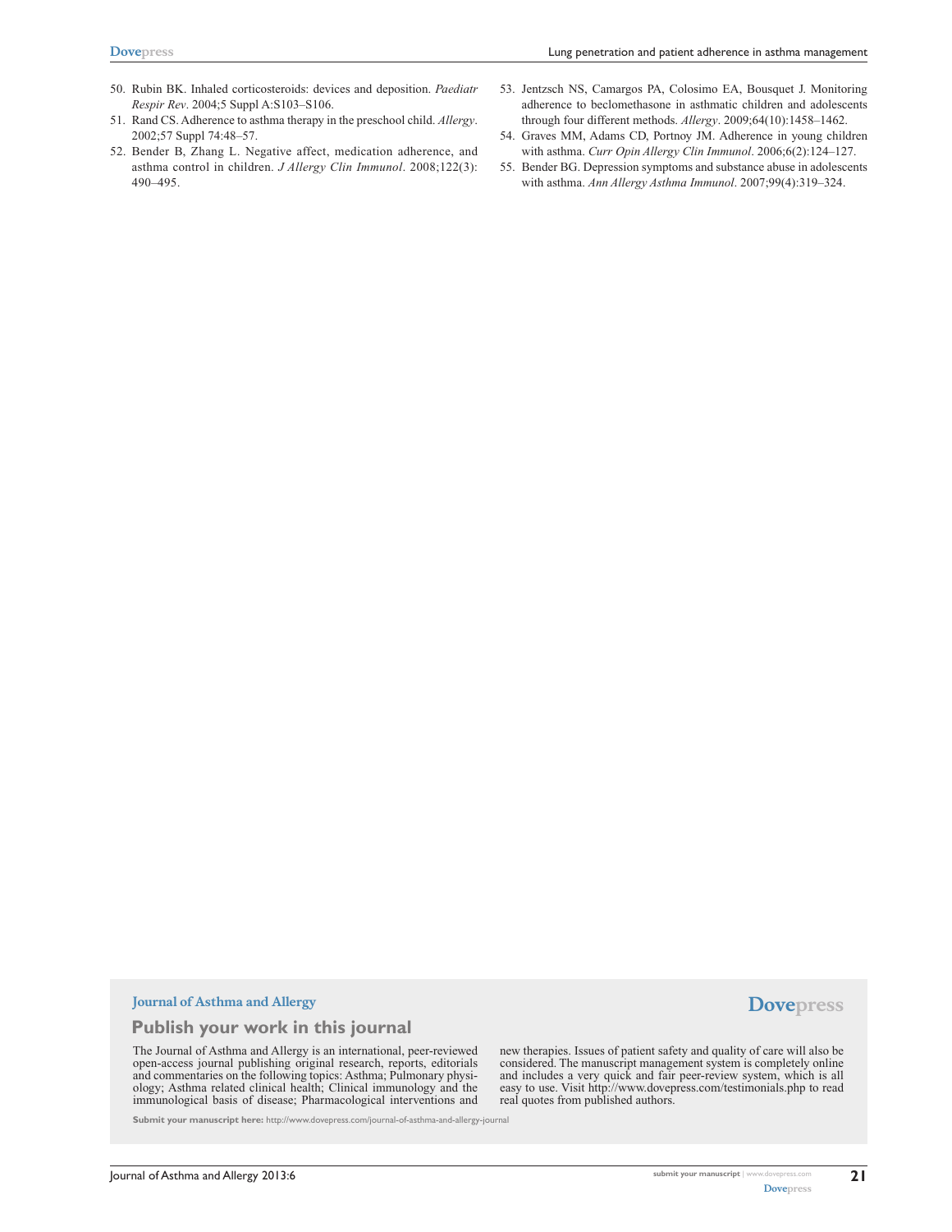50. Rubin BK. Inhaled corticosteroids: devices and deposition. *Paediatr Respir Rev*. 2004;5 Suppl A:S103–S106.
51. Rand CS. Adherence to asthma therapy in the preschool child. *Allergy*. 2002;57 Suppl 74:48–57.
52. Bender B, Zhang L. Negative affect, medication adherence, and asthma control in children. *J Allergy Clin Immunol*. 2008;122(3): 490–495.
53. Jentzsch NS, Camargos PA, Colosimo EA, Bousquet J. Monitoring adherence to beclomethasone in asthmatic children and adolescents through four different methods. *Allergy*. 2009;64(10):1458–1462.
54. Graves MM, Adams CD, Portnoy JM. Adherence in young children with asthma. *Curr Opin Allergy Clin Immunol*. 2006;6(2):124–127.
55. Bender BG. Depression symptoms and substance abuse in adolescents with asthma. *Ann Allergy Asthma Immunol*. 2007;99(4):319–324.

**Journal of Asthma and Allergy**

**Dovepress**

## Publish your work in this journal

The Journal of Asthma and Allergy is an international, peer-reviewed open-access journal publishing original research, reports, editorials and commentaries on the following topics: Asthma; Pulmonary physiology; Asthma related clinical health; Clinical immunology and the immunological basis of disease; Pharmacological interventions and new therapies. Issues of patient safety and quality of care will also be considered. The manuscript management system is completely online and includes a very quick and fair peer-review system, which is all easy to use. Visit http://www.dovepress.com/testimonials.php to read real quotes from published authors.

**Submit your manuscript here:** http://www.dovepress.com/journal-of-asthma-and-allergy-journal